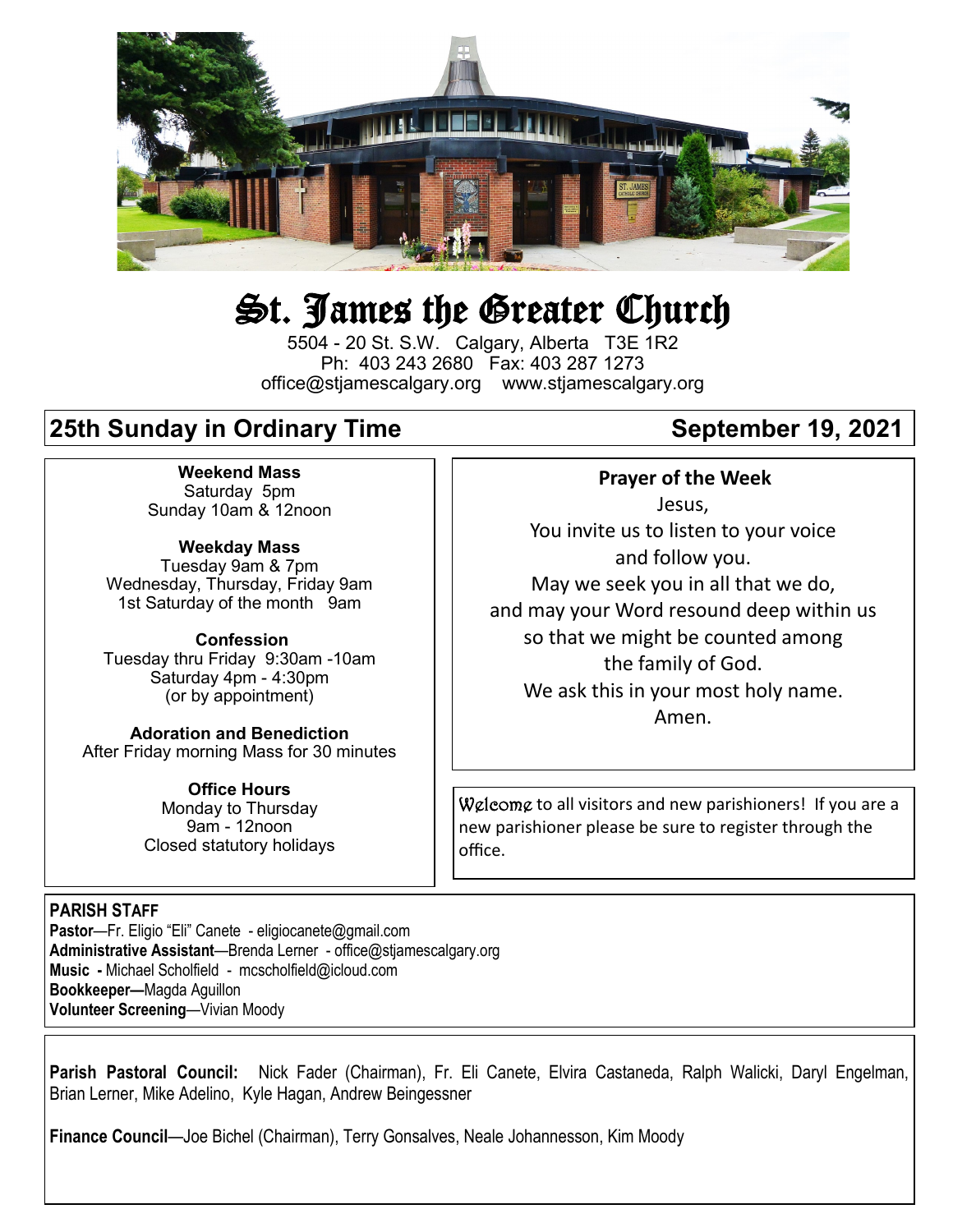# St. James the Greater Church

5504 - 20 St. S.W. Calgary, Alberta T3E 1R2
Ph: 403 243 2680 Fax: 403 287 1273
office@stjamescalgary.org www.stjamescalgary.org

## 25th Sunday in Ordinary Time — September 19, 2021

**Weekend Mass**
Saturday 5pm
Sunday 10am & 12noon

**Weekday Mass**
Tuesday 9am & 7pm
Wednesday, Thursday, Friday 9am
1st Saturday of the month 9am

**Confession**
Tuesday thru Friday 9:30am -10am
Saturday 4pm - 4:30pm
(or by appointment)

**Adoration and Benediction**
After Friday morning Mass for 30 minutes

**Office Hours**
Monday to Thursday
9am - 12noon
Closed statutory holidays

**Prayer of the Week**

Jesus,
You invite us to listen to your voice
and follow you.
May we seek you in all that we do,
and may your Word resound deep within us
so that we might be counted among
the family of God.
We ask this in your most holy name.
Amen.

Welcome to all visitors and new parishioners! If you are a new parishioner please be sure to register through the office.

**PARISH STAFF**
**Pastor**—Fr. Eligio "Eli" Canete - eligiocanete@gmail.com
**Administrative Assistant**—Brenda Lerner - office@stjamescalgary.org
**Music -** Michael Scholfield - mcscholfield@icloud.com
**Bookkeeper—**Magda Aguillon
**Volunteer Screening**—Vivian Moody

**Parish Pastoral Council:** Nick Fader (Chairman), Fr. Eli Canete, Elvira Castaneda, Ralph Walicki, Daryl Engelman, Brian Lerner, Mike Adelino, Kyle Hagan, Andrew Beingessner

**Finance Council**—Joe Bichel (Chairman), Terry Gonsalves, Neale Johannesson, Kim Moody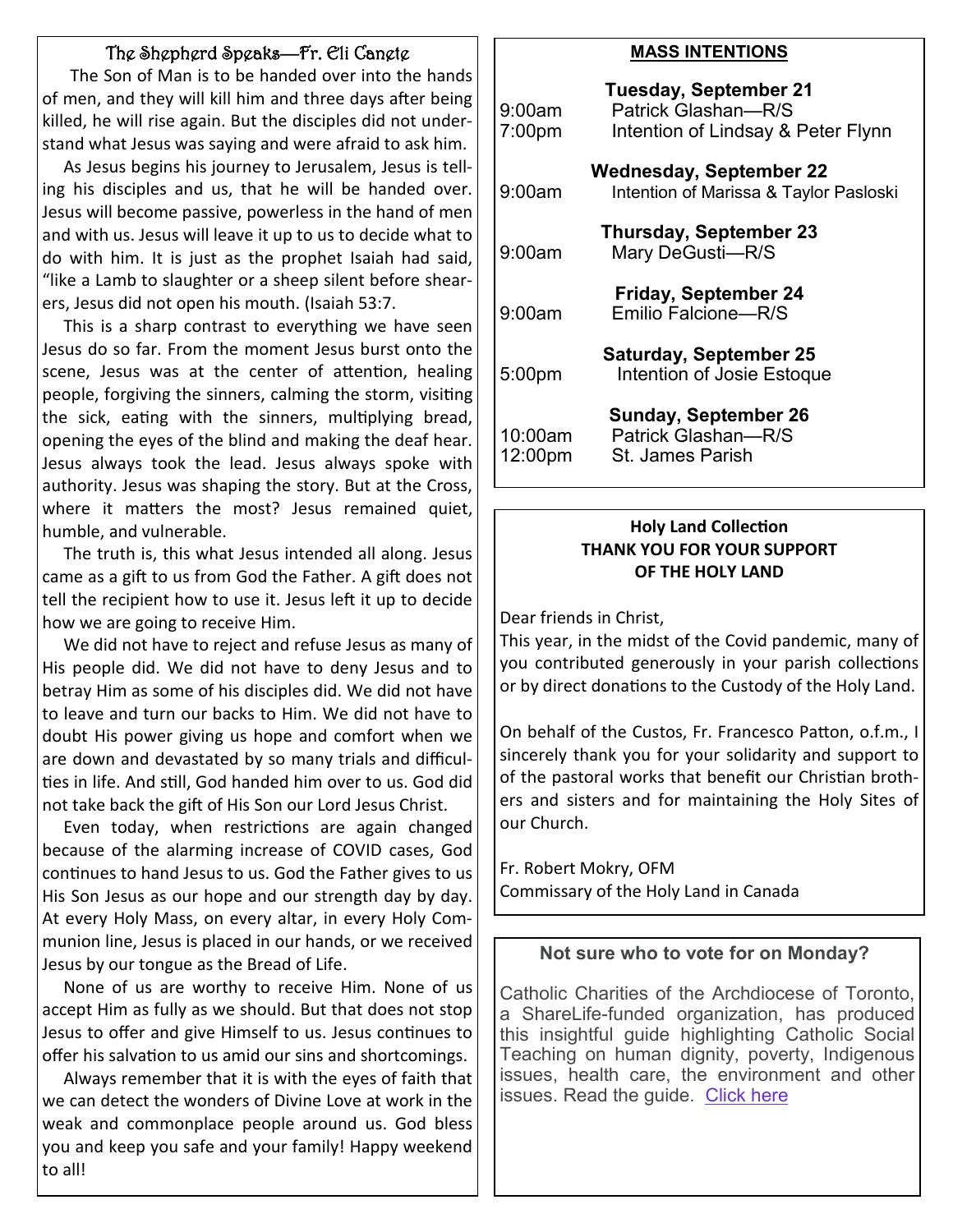## The Shepherd Speaks—Fr. Eli Canete

The Son of Man is to be handed over into the hands of men, and they will kill him and three days after being killed, he will rise again. But the disciples did not understand what Jesus was saying and were afraid to ask him.

As Jesus begins his journey to Jerusalem, Jesus is telling his disciples and us, that he will be handed over. Jesus will become passive, powerless in the hand of men and with us. Jesus will leave it up to us to decide what to do with him. It is just as the prophet Isaiah had said, "like a Lamb to slaughter or a sheep silent before shearers, Jesus did not open his mouth. (Isaiah 53:7.

This is a sharp contrast to everything we have seen Jesus do so far. From the moment Jesus burst onto the scene, Jesus was at the center of attention, healing people, forgiving the sinners, calming the storm, visiting the sick, eating with the sinners, multiplying bread, opening the eyes of the blind and making the deaf hear. Jesus always took the lead. Jesus always spoke with authority. Jesus was shaping the story. But at the Cross, where it matters the most? Jesus remained quiet, humble, and vulnerable.

The truth is, this what Jesus intended all along. Jesus came as a gift to us from God the Father. A gift does not tell the recipient how to use it. Jesus left it up to decide how we are going to receive Him.

We did not have to reject and refuse Jesus as many of His people did. We did not have to deny Jesus and to betray Him as some of his disciples did. We did not have to leave and turn our backs to Him. We did not have to doubt His power giving us hope and comfort when we are down and devastated by so many trials and difficulties in life. And still, God handed him over to us. God did not take back the gift of His Son our Lord Jesus Christ.

Even today, when restrictions are again changed because of the alarming increase of COVID cases, God continues to hand Jesus to us. God the Father gives to us His Son Jesus as our hope and our strength day by day. At every Holy Mass, on every altar, in every Holy Communion line, Jesus is placed in our hands, or we received Jesus by our tongue as the Bread of Life.

None of us are worthy to receive Him. None of us accept Him as fully as we should. But that does not stop Jesus to offer and give Himself to us. Jesus continues to offer his salvation to us amid our sins and shortcomings.

Always remember that it is with the eyes of faith that we can detect the wonders of Divine Love at work in the weak and commonplace people around us. God bless you and keep you safe and your family! Happy weekend to all!

## MASS INTENTIONS

**Tuesday, September 21**
9:00am Patrick Glashan—R/S
7:00pm Intention of Lindsay & Peter Flynn

**Wednesday, September 22**
9:00am Intention of Marissa & Taylor Pasloski

**Thursday, September 23**
9:00am Mary DeGusti—R/S

**Friday, September 24**
9:00am Emilio Falcione—R/S

**Saturday, September 25**
5:00pm Intention of Josie Estoque

**Sunday, September 26**
10:00am Patrick Glashan—R/S
12:00pm St. James Parish

## Holy Land Collection
**THANK YOU FOR YOUR SUPPORT OF THE HOLY LAND**

Dear friends in Christ,
This year, in the midst of the Covid pandemic, many of you contributed generously in your parish collections or by direct donations to the Custody of the Holy Land.

On behalf of the Custos, Fr. Francesco Patton, o.f.m., I sincerely thank you for your solidarity and support to of the pastoral works that benefit our Christian brothers and sisters and for maintaining the Holy Sites of our Church.

Fr. Robert Mokry, OFM
Commissary of the Holy Land in Canada

## Not sure who to vote for on Monday?

Catholic Charities of the Archdiocese of Toronto, a ShareLife-funded organization, has produced this insightful guide highlighting Catholic Social Teaching on human dignity, poverty, Indigenous issues, health care, the environment and other issues. Read the guide. Click here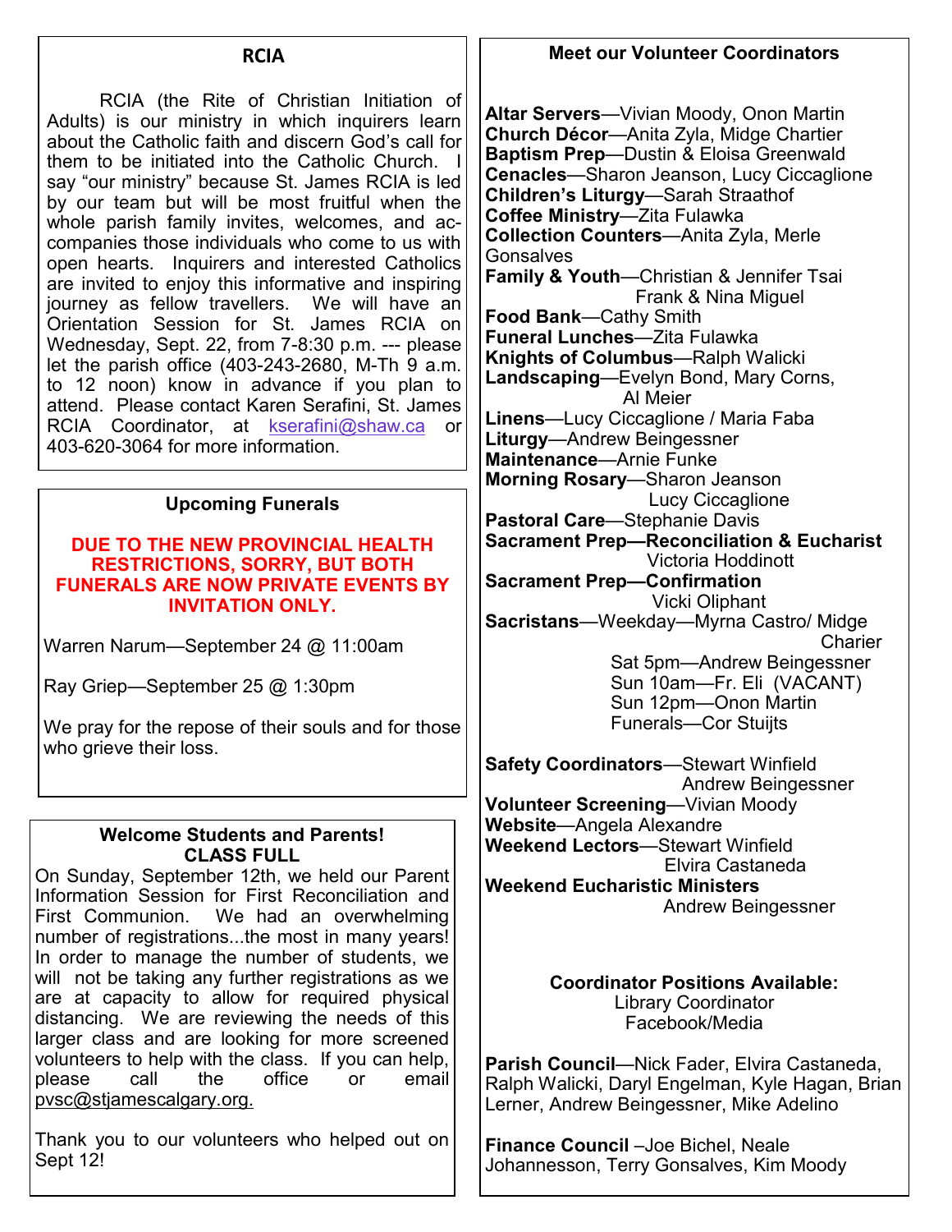## RCIA

RCIA (the Rite of Christian Initiation of Adults) is our ministry in which inquirers learn about the Catholic faith and discern God's call for them to be initiated into the Catholic Church. I say "our ministry" because St. James RCIA is led by our team but will be most fruitful when the whole parish family invites, welcomes, and accompanies those individuals who come to us with open hearts. Inquirers and interested Catholics are invited to enjoy this informative and inspiring journey as fellow travellers. We will have an Orientation Session for St. James RCIA on Wednesday, Sept. 22, from 7-8:30 p.m. --- please let the parish office (403-243-2680, M-Th 9 a.m. to 12 noon) know in advance if you plan to attend. Please contact Karen Serafini, St. James RCIA Coordinator, at kserafini@shaw.ca or 403-620-3064 for more information.

## Upcoming Funerals

**DUE TO THE NEW PROVINCIAL HEALTH RESTRICTIONS, SORRY, BUT BOTH FUNERALS ARE NOW PRIVATE EVENTS BY INVITATION ONLY.**

Warren Narum—September 24 @ 11:00am

Ray Griep—September 25 @ 1:30pm

We pray for the repose of their souls and for those who grieve their loss.

## Welcome Students and Parents!
## CLASS FULL

On Sunday, September 12th, we held our Parent Information Session for First Reconciliation and First Communion. We had an overwhelming number of registrations...the most in many years! In order to manage the number of students, we will not be taking any further registrations as we are at capacity to allow for required physical distancing. We are reviewing the needs of this larger class and are looking for more screened volunteers to help with the class. If you can help, please call the office or email pvsc@stjamescalgary.org.

Thank you to our volunteers who helped out on Sept 12!

## Meet our Volunteer Coordinators

**Altar Servers**—Vivian Moody, Onon Martin
**Church Décor**—Anita Zyla, Midge Chartier
**Baptism Prep**—Dustin & Eloisa Greenwald
**Cenacles**—Sharon Jeanson, Lucy Ciccaglione
**Children's Liturgy**—Sarah Straathof
**Coffee Ministry**—Zita Fulawka
**Collection Counters**—Anita Zyla, Merle Gonsalves
**Family & Youth**—Christian & Jennifer Tsai, Frank & Nina Miguel
**Food Bank**—Cathy Smith
**Funeral Lunches**—Zita Fulawka
**Knights of Columbus**—Ralph Walicki
**Landscaping**—Evelyn Bond, Mary Corns, Al Meier
**Linens**—Lucy Ciccaglione / Maria Faba
**Liturgy**—Andrew Beingessner
**Maintenance**—Arnie Funke
**Morning Rosary**—Sharon Jeanson, Lucy Ciccaglione
**Pastoral Care**—Stephanie Davis
**Sacrament Prep—Reconciliation & Eucharist**—Victoria Hoddinott
**Sacrament Prep—Confirmation**—Vicki Oliphant
**Sacristans**—Weekday—Myrna Castro/ Midge Charier
Sat 5pm—Andrew Beingessner
Sun 10am—Fr. Eli (VACANT)
Sun 12pm—Onon Martin
Funerals—Cor Stuijts

**Safety Coordinators**—Stewart Winfield, Andrew Beingessner
**Volunteer Screening**—Vivian Moody
**Website**—Angela Alexandre
**Weekend Lectors**—Stewart Winfield, Elvira Castaneda
**Weekend Eucharistic Ministers**—Andrew Beingessner

**Coordinator Positions Available:**
Library Coordinator
Facebook/Media

**Parish Council**—Nick Fader, Elvira Castaneda, Ralph Walicki, Daryl Engelman, Kyle Hagan, Brian Lerner, Andrew Beingessner, Mike Adelino

**Finance Council** –Joe Bichel, Neale Johannesson, Terry Gonsalves, Kim Moody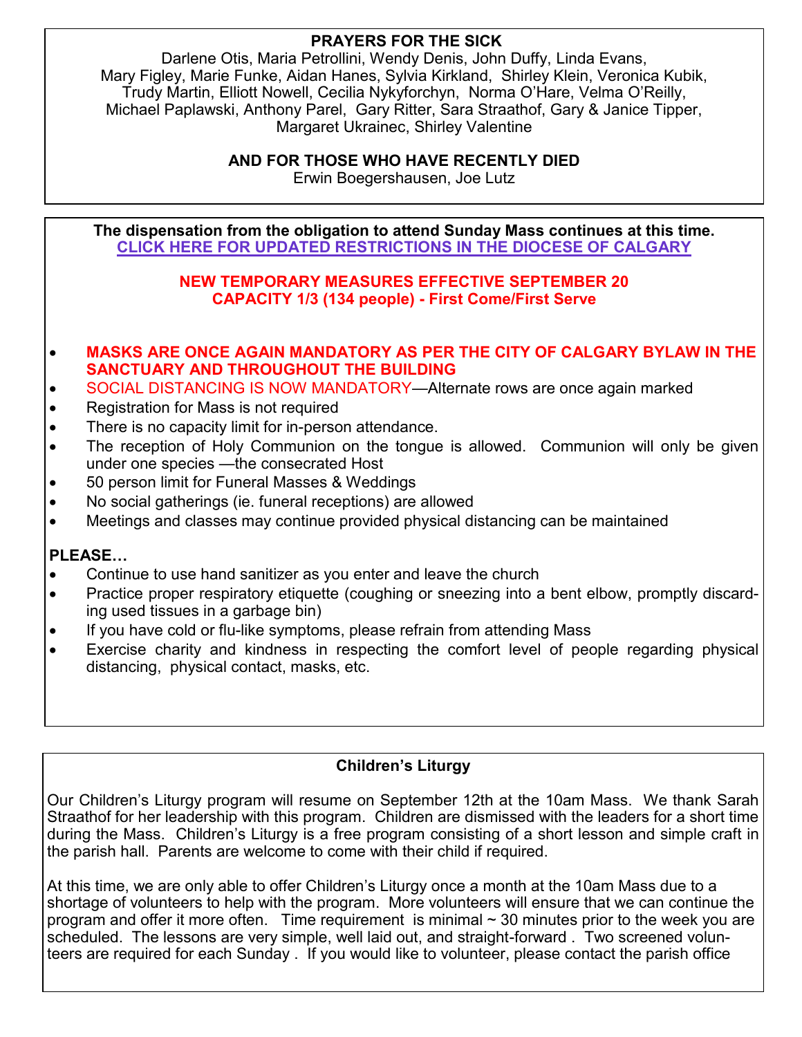## PRAYERS FOR THE SICK

Darlene Otis, Maria Petrollini, Wendy Denis, John Duffy, Linda Evans, Mary Figley, Marie Funke, Aidan Hanes, Sylvia Kirkland, Shirley Klein, Veronica Kubik, Trudy Martin, Elliott Nowell, Cecilia Nykyforchyn, Norma O'Hare, Velma O'Reilly, Michael Paplawski, Anthony Parel, Gary Ritter, Sara Straathof, Gary & Janice Tipper, Margaret Ukrainec, Shirley Valentine

## AND FOR THOSE WHO HAVE RECENTLY DIED

Erwin Boegershausen, Joe Lutz

**The dispensation from the obligation to attend Sunday Mass continues at this time.**
**CLICK HERE FOR UPDATED RESTRICTIONS IN THE DIOCESE OF CALGARY**

**NEW TEMPORARY MEASURES EFFECTIVE SEPTEMBER 20**
**CAPACITY 1/3 (134 people) - First Come/First Serve**

- **MASKS ARE ONCE AGAIN MANDATORY AS PER THE CITY OF CALGARY BYLAW IN THE SANCTUARY AND THROUGHOUT THE BUILDING**
- SOCIAL DISTANCING IS NOW MANDATORY—Alternate rows are once again marked
- Registration for Mass is not required
- There is no capacity limit for in-person attendance.
- The reception of Holy Communion on the tongue is allowed. Communion will only be given under one species —the consecrated Host
- 50 person limit for Funeral Masses & Weddings
- No social gatherings (ie. funeral receptions) are allowed
- Meetings and classes may continue provided physical distancing can be maintained

**PLEASE…**

- Continue to use hand sanitizer as you enter and leave the church
- Practice proper respiratory etiquette (coughing or sneezing into a bent elbow, promptly discarding used tissues in a garbage bin)
- If you have cold or flu-like symptoms, please refrain from attending Mass
- Exercise charity and kindness in respecting the comfort level of people regarding physical distancing, physical contact, masks, etc.

## Children's Liturgy

Our Children's Liturgy program will resume on September 12th at the 10am Mass. We thank Sarah Straathof for her leadership with this program. Children are dismissed with the leaders for a short time during the Mass. Children's Liturgy is a free program consisting of a short lesson and simple craft in the parish hall. Parents are welcome to come with their child if required.

At this time, we are only able to offer Children's Liturgy once a month at the 10am Mass due to a shortage of volunteers to help with the program. More volunteers will ensure that we can continue the program and offer it more often. Time requirement is minimal ~ 30 minutes prior to the week you are scheduled. The lessons are very simple, well laid out, and straight-forward . Two screened volunteers are required for each Sunday . If you would like to volunteer, please contact the parish office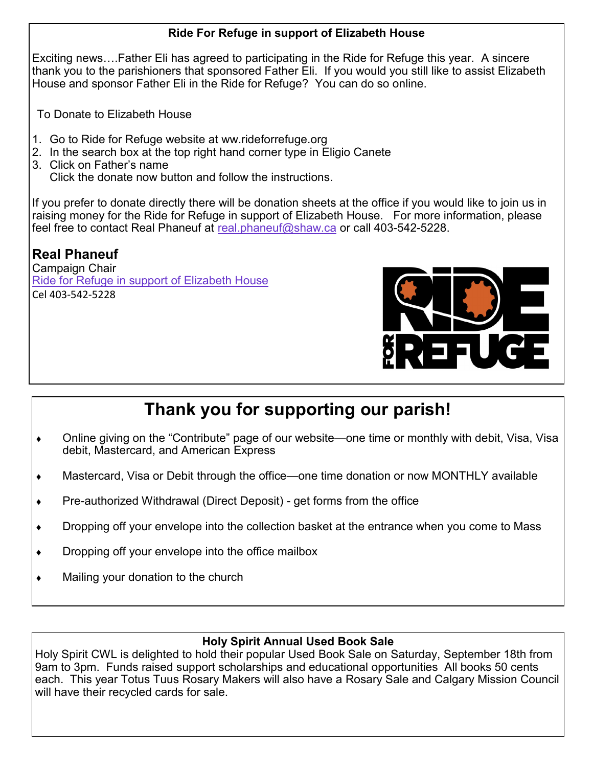### Ride For Refuge in support of Elizabeth House

Exciting news….Father Eli has agreed to participating in the Ride for Refuge this year. A sincere thank you to the parishioners that sponsored Father Eli. If you would you still like to assist Elizabeth House and sponsor Father Eli in the Ride for Refuge? You can do so online.

To Donate to Elizabeth House

1. Go to Ride for Refuge website at ww.rideforrefuge.org
2. In the search box at the top right hand corner type in Eligio Canete
3. Click on Father's name
   Click the donate now button and follow the instructions.

If you prefer to donate directly there will be donation sheets at the office if you would like to join us in raising money for the Ride for Refuge in support of Elizabeth House. For more information, please feel free to contact Real Phaneuf at real.phaneuf@shaw.ca or call 403-542-5228.

**Real Phaneuf**
Campaign Chair
Ride for Refuge in support of Elizabeth House
Cel 403-542-5228

RIDE FOR REFUGE

## Thank you for supporting our parish!

- Online giving on the "Contribute" page of our website—one time or monthly with debit, Visa, Visa debit, Mastercard, and American Express
- Mastercard, Visa or Debit through the office—one time donation or now MONTHLY available
- Pre-authorized Withdrawal (Direct Deposit) - get forms from the office
- Dropping off your envelope into the collection basket at the entrance when you come to Mass
- Dropping off your envelope into the office mailbox
- Mailing your donation to the church

### Holy Spirit Annual Used Book Sale

Holy Spirit CWL is delighted to hold their popular Used Book Sale on Saturday, September 18th from 9am to 3pm. Funds raised support scholarships and educational opportunities All books 50 cents each. This year Totus Tuus Rosary Makers will also have a Rosary Sale and Calgary Mission Council will have their recycled cards for sale.